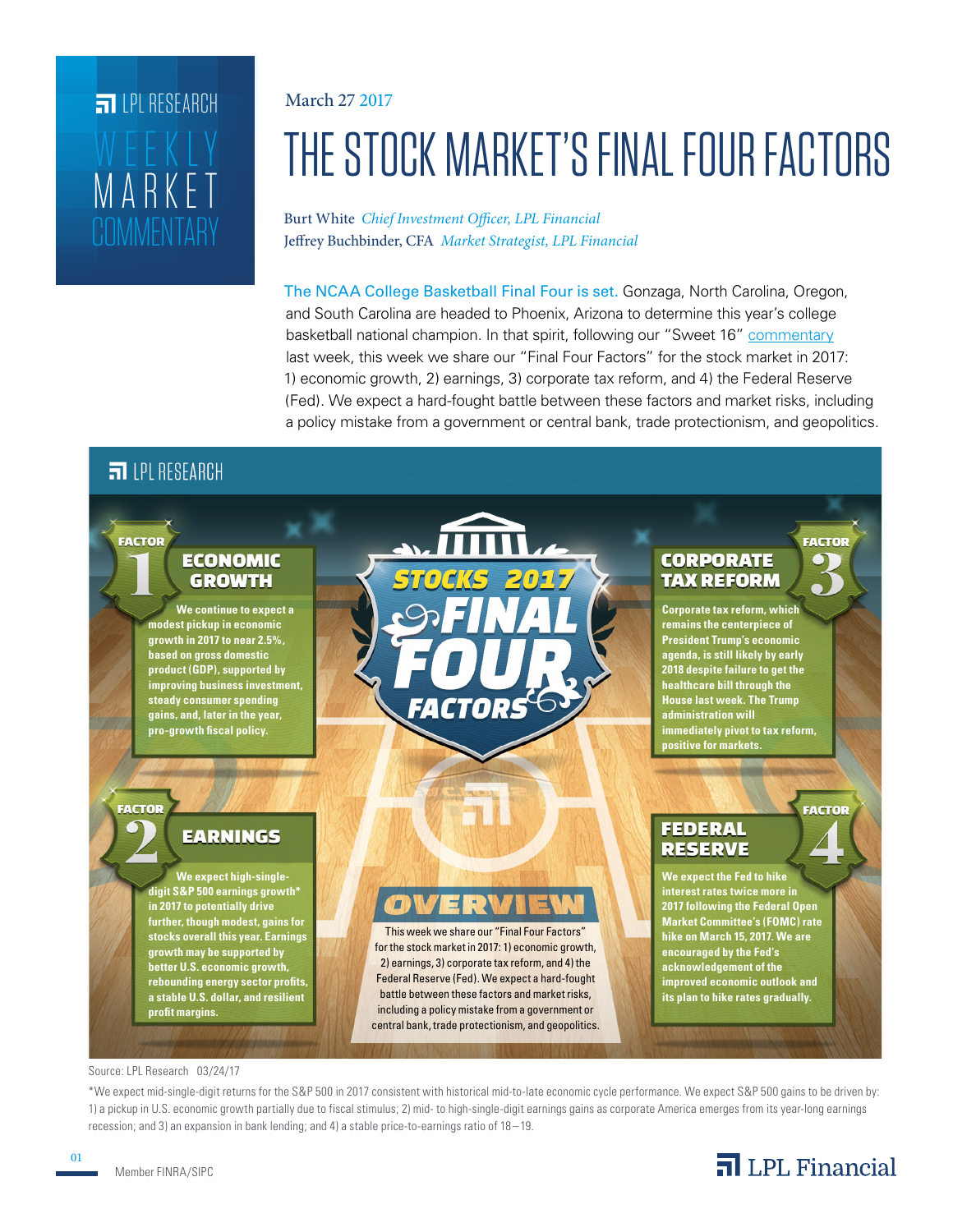LPL RESEARCH
WEEKLY MARKET COMMENTARY

March 27 2017

# THE STOCK MARKET'S FINAL FOUR FACTORS

Burt White *Chief Investment Officer, LPL Financial*
Jeffrey Buchbinder, CFA *Market Strategist, LPL Financial*

The NCAA College Basketball Final Four is set. Gonzaga, North Carolina, Oregon, and South Carolina are headed to Phoenix, Arizona to determine this year's college basketball national champion. In that spirit, following our "Sweet 16" commentary last week, this week we share our "Final Four Factors" for the stock market in 2017: 1) economic growth, 2) earnings, 3) corporate tax reform, and 4) the Federal Reserve (Fed). We expect a hard-fought battle between these factors and market risks, including a policy mistake from a government or central bank, trade protectionism, and geopolitics.

LPL RESEARCH

## STOCKS 2017 FINAL FOUR FACTORS

### FACTOR 1: ECONOMIC GROWTH

We continue to expect a modest pickup in economic growth in 2017 to near 2.5%, based on gross domestic product (GDP), supported by improving business investment, steady consumer spending gains, and, later in the year, pro-growth fiscal policy.

### FACTOR 2: EARNINGS

We expect high-single-digit S&P 500 earnings growth* in 2017 to potentially drive further, though modest, gains for stocks overall this year. Earnings growth may be supported by better U.S. economic growth, rebounding energy sector profits, a stable U.S. dollar, and resilient profit margins.

### FACTOR 3: CORPORATE TAX REFORM

Corporate tax reform, which remains the centerpiece of President Trump's economic agenda, is still likely by early 2018 despite failure to get the healthcare bill through the House last week. The Trump administration will immediately pivot to tax reform, positive for markets.

### FACTOR 4: FEDERAL RESERVE

We expect the Fed to hike interest rates twice more in 2017 following the Federal Open Market Committee's (FOMC) rate hike on March 15, 2017. We are encouraged by the Fed's acknowledgement of the improved economic outlook and its plan to hike rates gradually.

### OVERVIEW

This week we share our "Final Four Factors" for the stock market in 2017: 1) economic growth, 2) earnings, 3) corporate tax reform, and 4) the Federal Reserve (Fed). We expect a hard-fought battle between these factors and market risks, including a policy mistake from a government or central bank, trade protectionism, and geopolitics.

Source: LPL Research 03/24/17

*We expect mid-single-digit returns for the S&P 500 in 2017 consistent with historical mid-to-late economic cycle performance. We expect S&P 500 gains to be driven by: 1) a pickup in U.S. economic growth partially due to fiscal stimulus; 2) mid- to high-single-digit earnings gains as corporate America emerges from its year-long earnings recession; and 3) an expansion in bank lending; and 4) a stable price-to-earnings ratio of 18–19.

Member FINRA/SIPC

LPL Financial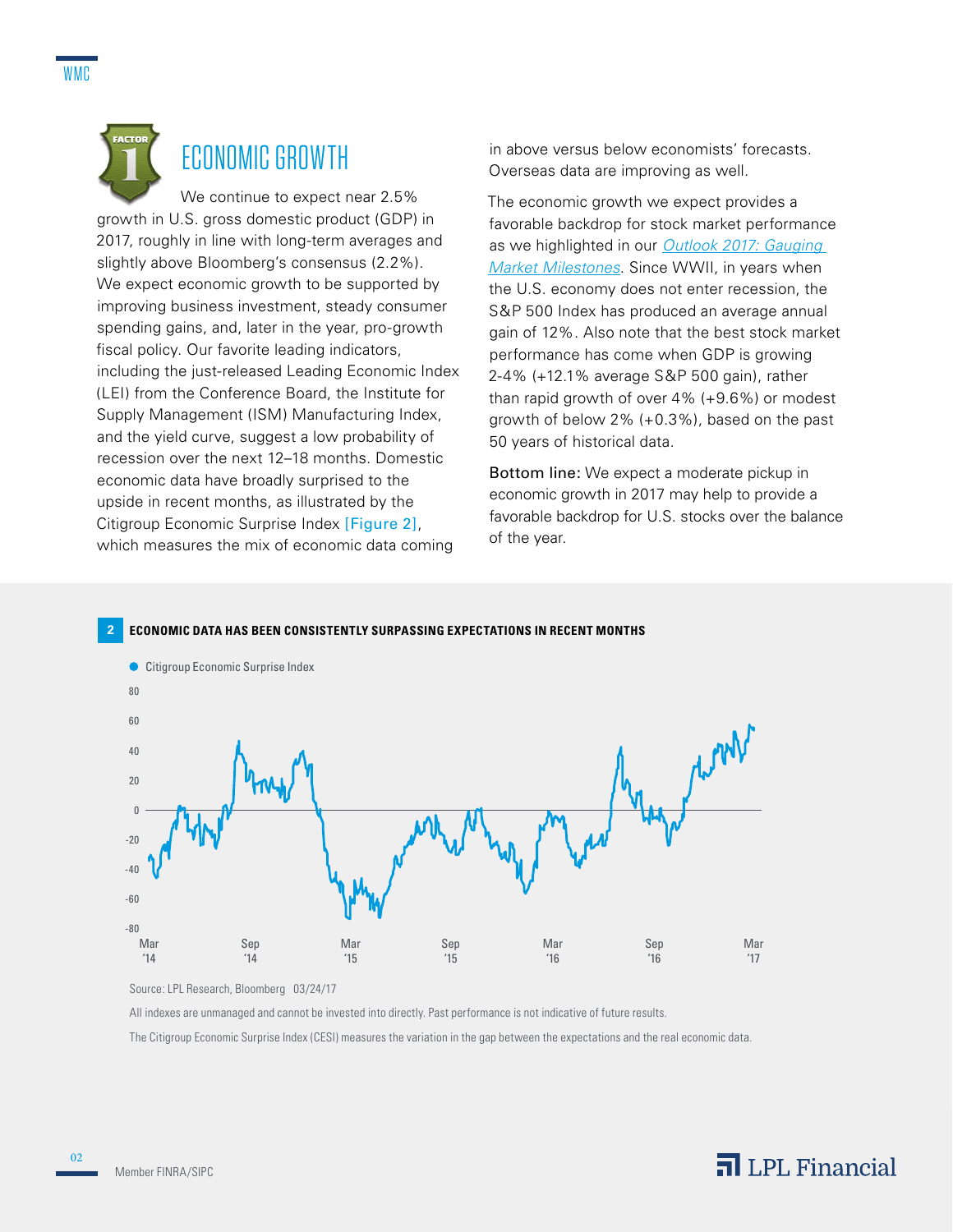# ECONOMIC GROWTH

FACTOR 1

We continue to expect near 2.5% growth in U.S. gross domestic product (GDP) in 2017, roughly in line with long-term averages and slightly above Bloomberg's consensus (2.2%). We expect economic growth to be supported by improving business investment, steady consumer spending gains, and, later in the year, pro-growth fiscal policy. Our favorite leading indicators, including the just-released Leading Economic Index (LEI) from the Conference Board, the Institute for Supply Management (ISM) Manufacturing Index, and the yield curve, suggest a low probability of recession over the next 12–18 months. Domestic economic data have broadly surprised to the upside in recent months, as illustrated by the Citigroup Economic Surprise Index [Figure 2], which measures the mix of economic data coming in above versus below economists' forecasts. Overseas data are improving as well.

The economic growth we expect provides a favorable backdrop for stock market performance as we highlighted in our *Outlook 2017: Gauging Market Milestones*. Since WWII, in years when the U.S. economy does not enter recession, the S&P 500 Index has produced an average annual gain of 12%. Also note that the best stock market performance has come when GDP is growing 2-4% (+12.1% average S&P 500 gain), rather than rapid growth of over 4% (+9.6%) or modest growth of below 2% (+0.3%), based on the past 50 years of historical data.

**Bottom line:** We expect a moderate pickup in economic growth in 2017 may help to provide a favorable backdrop for U.S. stocks over the balance of the year.

**2 ECONOMIC DATA HAS BEEN CONSISTENTLY SURPASSING EXPECTATIONS IN RECENT MONTHS**

Source: LPL Research, Bloomberg 03/24/17

All indexes are unmanaged and cannot be invested into directly. Past performance is not indicative of future results.

The Citigroup Economic Surprise Index (CESI) measures the variation in the gap between the expectations and the real economic data.

Member FINRA/SIPC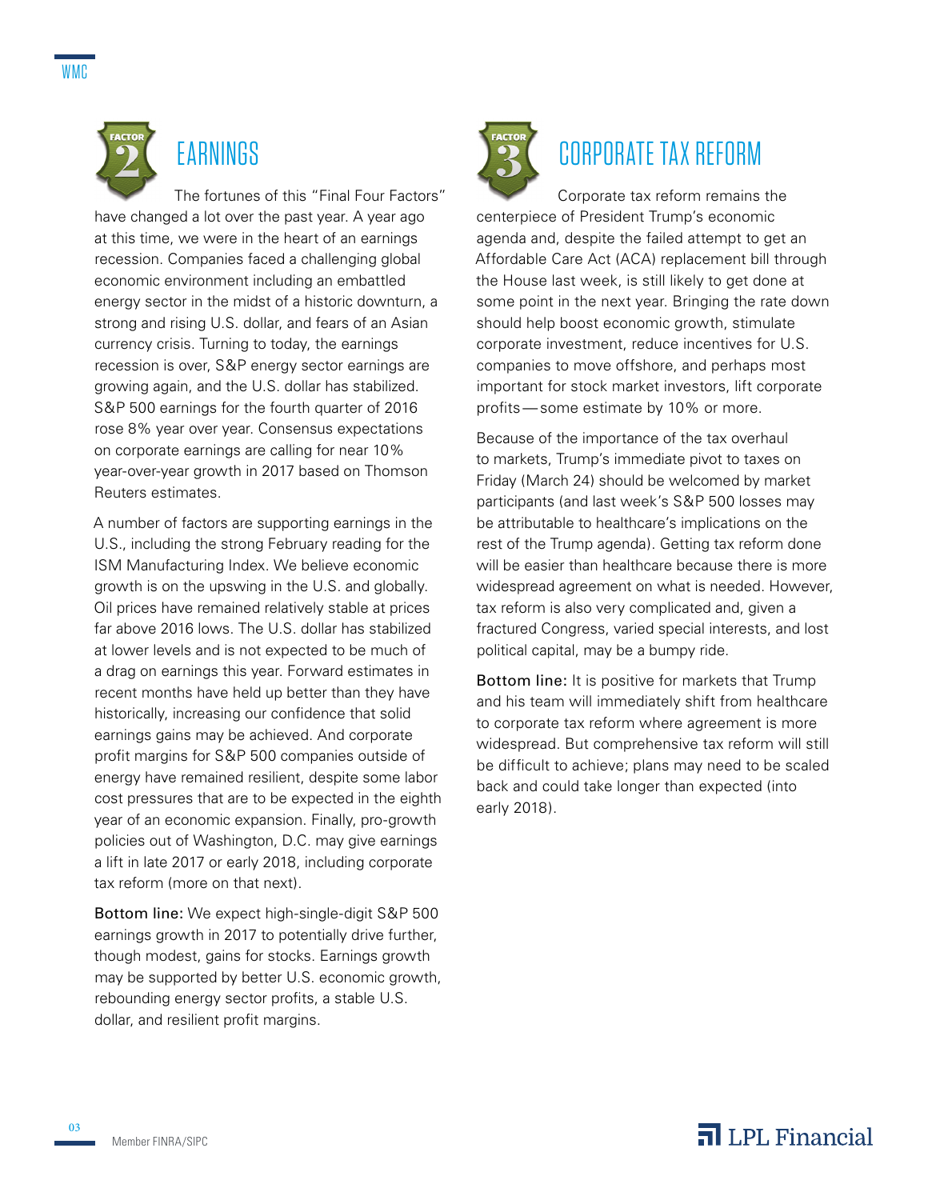## FACTOR 2: EARNINGS

The fortunes of this "Final Four Factors" have changed a lot over the past year. A year ago at this time, we were in the heart of an earnings recession. Companies faced a challenging global economic environment including an embattled energy sector in the midst of a historic downturn, a strong and rising U.S. dollar, and fears of an Asian currency crisis. Turning to today, the earnings recession is over, S&P energy sector earnings are growing again, and the U.S. dollar has stabilized. S&P 500 earnings for the fourth quarter of 2016 rose 8% year over year. Consensus expectations on corporate earnings are calling for near 10% year-over-year growth in 2017 based on Thomson Reuters estimates.

A number of factors are supporting earnings in the U.S., including the strong February reading for the ISM Manufacturing Index. We believe economic growth is on the upswing in the U.S. and globally. Oil prices have remained relatively stable at prices far above 2016 lows. The U.S. dollar has stabilized at lower levels and is not expected to be much of a drag on earnings this year. Forward estimates in recent months have held up better than they have historically, increasing our confidence that solid earnings gains may be achieved. And corporate profit margins for S&P 500 companies outside of energy have remained resilient, despite some labor cost pressures that are to be expected in the eighth year of an economic expansion. Finally, pro-growth policies out of Washington, D.C. may give earnings a lift in late 2017 or early 2018, including corporate tax reform (more on that next).

**Bottom line:** We expect high-single-digit S&P 500 earnings growth in 2017 to potentially drive further, though modest, gains for stocks. Earnings growth may be supported by better U.S. economic growth, rebounding energy sector profits, a stable U.S. dollar, and resilient profit margins.

## FACTOR 3: CORPORATE TAX REFORM

Corporate tax reform remains the centerpiece of President Trump's economic agenda and, despite the failed attempt to get an Affordable Care Act (ACA) replacement bill through the House last week, is still likely to get done at some point in the next year. Bringing the rate down should help boost economic growth, stimulate corporate investment, reduce incentives for U.S. companies to move offshore, and perhaps most important for stock market investors, lift corporate profits—some estimate by 10% or more.

Because of the importance of the tax overhaul to markets, Trump's immediate pivot to taxes on Friday (March 24) should be welcomed by market participants (and last week's S&P 500 losses may be attributable to healthcare's implications on the rest of the Trump agenda). Getting tax reform done will be easier than healthcare because there is more widespread agreement on what is needed. However, tax reform is also very complicated and, given a fractured Congress, varied special interests, and lost political capital, may be a bumpy ride.

**Bottom line:** It is positive for markets that Trump and his team will immediately shift from healthcare to corporate tax reform where agreement is more widespread. But comprehensive tax reform will still be difficult to achieve; plans may need to be scaled back and could take longer than expected (into early 2018).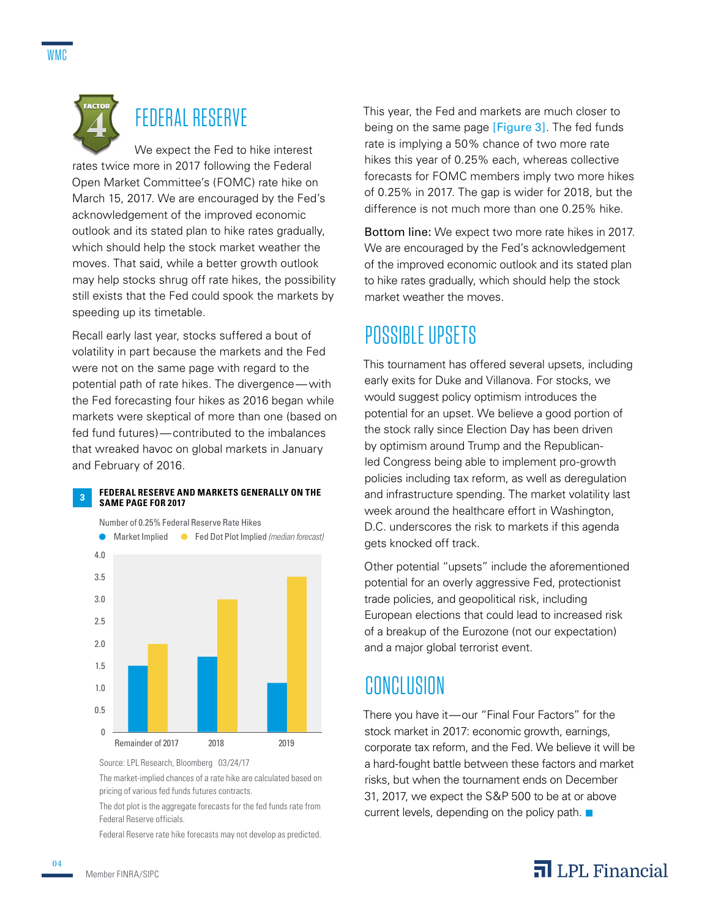## FEDERAL RESERVE

We expect the Fed to hike interest rates twice more in 2017 following the Federal Open Market Committee's (FOMC) rate hike on March 15, 2017. We are encouraged by the Fed's acknowledgement of the improved economic outlook and its stated plan to hike rates gradually, which should help the stock market weather the moves. That said, while a better growth outlook may help stocks shrug off rate hikes, the possibility still exists that the Fed could spook the markets by speeding up its timetable.

Recall early last year, stocks suffered a bout of volatility in part because the markets and the Fed were not on the same page with regard to the potential path of rate hikes. The divergence—with the Fed forecasting four hikes as 2016 began while markets were skeptical of more than one (based on fed fund futures)—contributed to the imbalances that wreaked havoc on global markets in January and February of 2016.

**3 FEDERAL RESERVE AND MARKETS GENERALLY ON THE SAME PAGE FOR 2017**

Number of 0.25% Federal Reserve Rate Hikes

| | Market Implied | Fed Dot Plot Implied *(median forecast)* |
|---|---|---|
| Remainder of 2017 | 1.5 | 2.0 |
| 2018 | 1.7 | 3.0 |
| 2019 | 1.1 | 3.5 |

Source: LPL Research, Bloomberg 03/24/17

The market-implied chances of a rate hike are calculated based on pricing of various fed funds futures contracts.

The dot plot is the aggregate forecasts for the fed funds rate from Federal Reserve officials.

Federal Reserve rate hike forecasts may not develop as predicted.

This year, the Fed and markets are much closer to being on the same page [Figure 3]. The fed funds rate is implying a 50% chance of two more rate hikes this year of 0.25% each, whereas collective forecasts for FOMC members imply two more hikes of 0.25% in 2017. The gap is wider for 2018, but the difference is not much more than one 0.25% hike.

Bottom line: We expect two more rate hikes in 2017. We are encouraged by the Fed's acknowledgement of the improved economic outlook and its stated plan to hike rates gradually, which should help the stock market weather the moves.

## POSSIBLE UPSETS

This tournament has offered several upsets, including early exits for Duke and Villanova. For stocks, we would suggest policy optimism introduces the potential for an upset. We believe a good portion of the stock rally since Election Day has been driven by optimism around Trump and the Republican-led Congress being able to implement pro-growth policies including tax reform, as well as deregulation and infrastructure spending. The market volatility last week around the healthcare effort in Washington, D.C. underscores the risk to markets if this agenda gets knocked off track.

Other potential "upsets" include the aforementioned potential for an overly aggressive Fed, protectionist trade policies, and geopolitical risk, including European elections that could lead to increased risk of a breakup of the Eurozone (not our expectation) and a major global terrorist event.

## CONCLUSION

There you have it—our "Final Four Factors" for the stock market in 2017: economic growth, earnings, corporate tax reform, and the Fed. We believe it will be a hard-fought battle between these factors and market risks, but when the tournament ends on December 31, 2017, we expect the S&P 500 to be at or above current levels, depending on the policy path.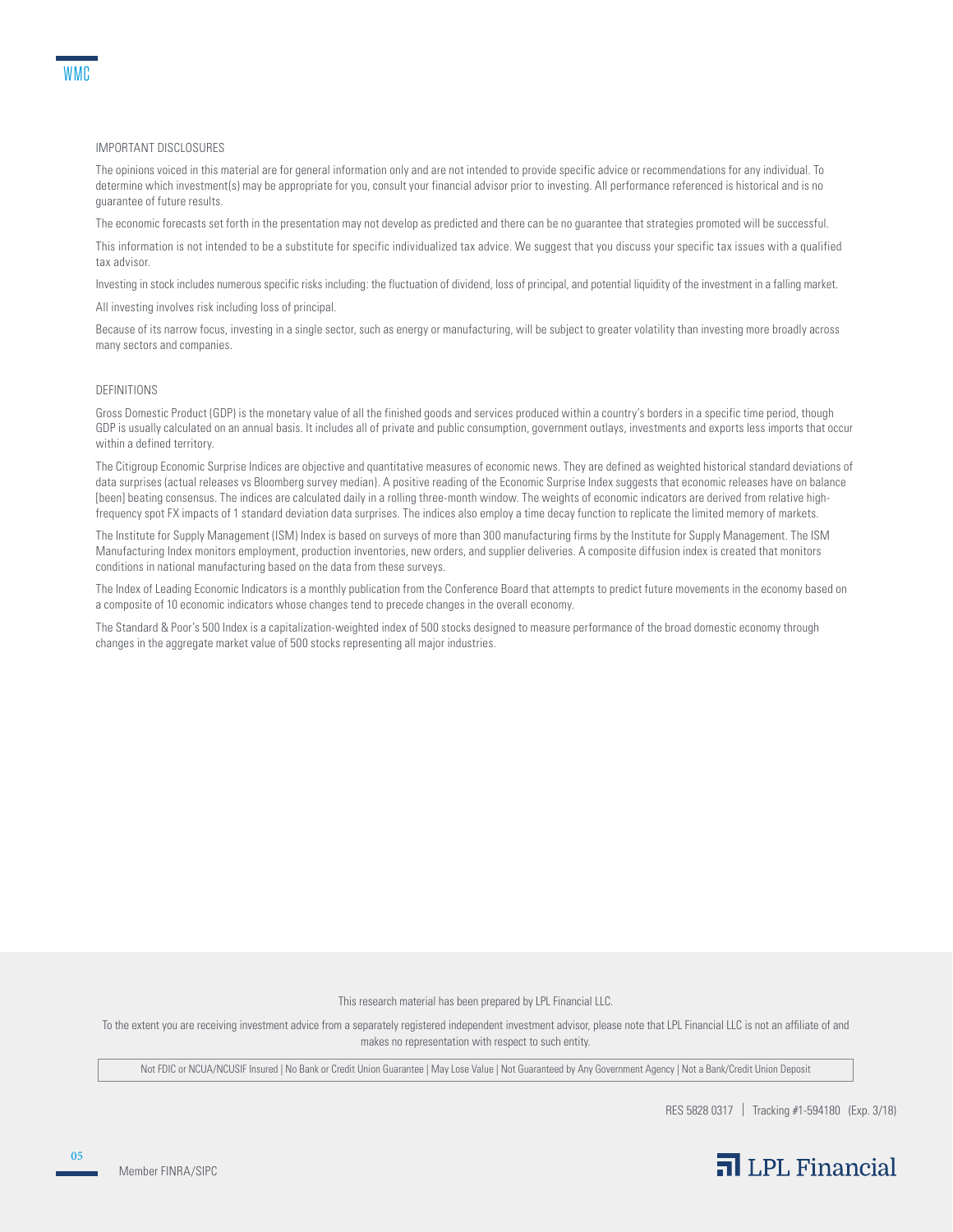## IMPORTANT DISCLOSURES

The opinions voiced in this material are for general information only and are not intended to provide specific advice or recommendations for any individual. To determine which investment(s) may be appropriate for you, consult your financial advisor prior to investing. All performance referenced is historical and is no guarantee of future results.

The economic forecasts set forth in the presentation may not develop as predicted and there can be no guarantee that strategies promoted will be successful.

This information is not intended to be a substitute for specific individualized tax advice. We suggest that you discuss your specific tax issues with a qualified tax advisor.

Investing in stock includes numerous specific risks including: the fluctuation of dividend, loss of principal, and potential liquidity of the investment in a falling market.

All investing involves risk including loss of principal.

Because of its narrow focus, investing in a single sector, such as energy or manufacturing, will be subject to greater volatility than investing more broadly across many sectors and companies.

## DEFINITIONS

Gross Domestic Product (GDP) is the monetary value of all the finished goods and services produced within a country's borders in a specific time period, though GDP is usually calculated on an annual basis. It includes all of private and public consumption, government outlays, investments and exports less imports that occur within a defined territory.

The Citigroup Economic Surprise Indices are objective and quantitative measures of economic news. They are defined as weighted historical standard deviations of data surprises (actual releases vs Bloomberg survey median). A positive reading of the Economic Surprise Index suggests that economic releases have on balance [been] beating consensus. The indices are calculated daily in a rolling three-month window. The weights of economic indicators are derived from relative high-frequency spot FX impacts of 1 standard deviation data surprises. The indices also employ a time decay function to replicate the limited memory of markets.

The Institute for Supply Management (ISM) Index is based on surveys of more than 300 manufacturing firms by the Institute for Supply Management. The ISM Manufacturing Index monitors employment, production inventories, new orders, and supplier deliveries. A composite diffusion index is created that monitors conditions in national manufacturing based on the data from these surveys.

The Index of Leading Economic Indicators is a monthly publication from the Conference Board that attempts to predict future movements in the economy based on a composite of 10 economic indicators whose changes tend to precede changes in the overall economy.

The Standard & Poor's 500 Index is a capitalization-weighted index of 500 stocks designed to measure performance of the broad domestic economy through changes in the aggregate market value of 500 stocks representing all major industries.

This research material has been prepared by LPL Financial LLC.

To the extent you are receiving investment advice from a separately registered independent investment advisor, please note that LPL Financial LLC is not an affiliate of and makes no representation with respect to such entity.

Not FDIC or NCUA/NCUSIF Insured | No Bank or Credit Union Guarantee | May Lose Value | Not Guaranteed by Any Government Agency | Not a Bank/Credit Union Deposit

RES 5828 0317 | Tracking #1-594180 (Exp. 3/18)

Member FINRA/SIPC

LPL Financial